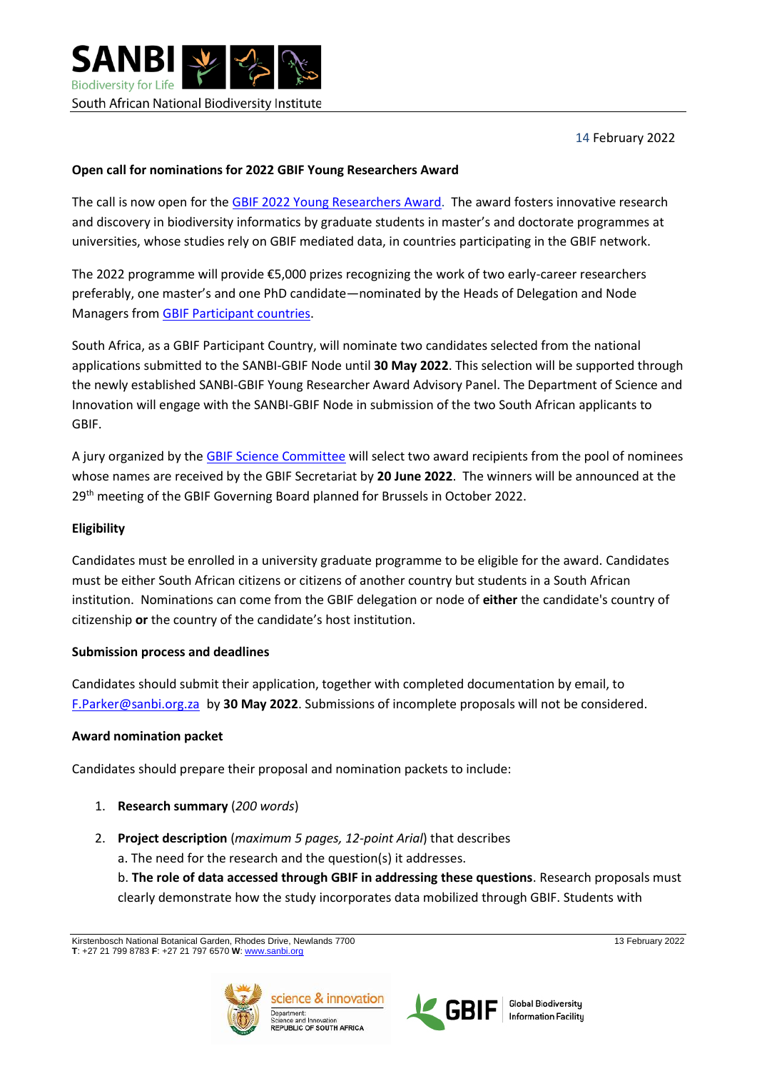14 February 2022

**Open call for nominations for 2022 GBIF Young Researchers Award**

The call is now open for the GBIF 2022 Young Researchers Award. The award fosters innovative research and discovery in biodiversity informatics by graduate students in master's and doctorate programmes at universities, whose studies rely on GBIF mediated data, in countries participating in the GBIF network.

The 2022 programme will provide €5,000 prizes recognizing the work of two early-career researchers preferably, one master's and one PhD candidate—nominated by the Heads of Delegation and Node Managers from GBIF Participant countries.

South Africa, as a GBIF Participant Country, will nominate two candidates selected from the national applications submitted to the SANBI-GBIF Node until **30 May 2022**. This selection will be supported through the newly established SANBI-GBIF Young Researcher Award Advisory Panel. The Department of Science and Innovation will engage with the SANBI-GBIF Node in submission of the two South African applicants to GBIF.

A jury organized by the GBIF Science Committee will select two award recipients from the pool of nominees whose names are received by the GBIF Secretariat by **20 June 2022**. The winners will be announced at the 29th meeting of the GBIF Governing Board planned for Brussels in October 2022.

**Eligibility**

Candidates must be enrolled in a university graduate programme to be eligible for the award. Candidates must be either South African citizens or citizens of another country but students in a South African institution. Nominations can come from the GBIF delegation or node of **either** the candidate's country of citizenship **or** the country of the candidate's host institution.

**Submission process and deadlines**

Candidates should submit their application, together with completed documentation by email, to F.Parker@sanbi.org.za by **30 May 2022**. Submissions of incomplete proposals will not be considered.

**Award nomination packet**

Candidates should prepare their proposal and nomination packets to include:

1. **Research summary** (*200 words*)
2. **Project description** (*maximum 5 pages, 12-point Arial*) that describes
   a. The need for the research and the question(s) it addresses.
   b. **The role of data accessed through GBIF in addressing these questions**. Research proposals must clearly demonstrate how the study incorporates data mobilized through GBIF. Students with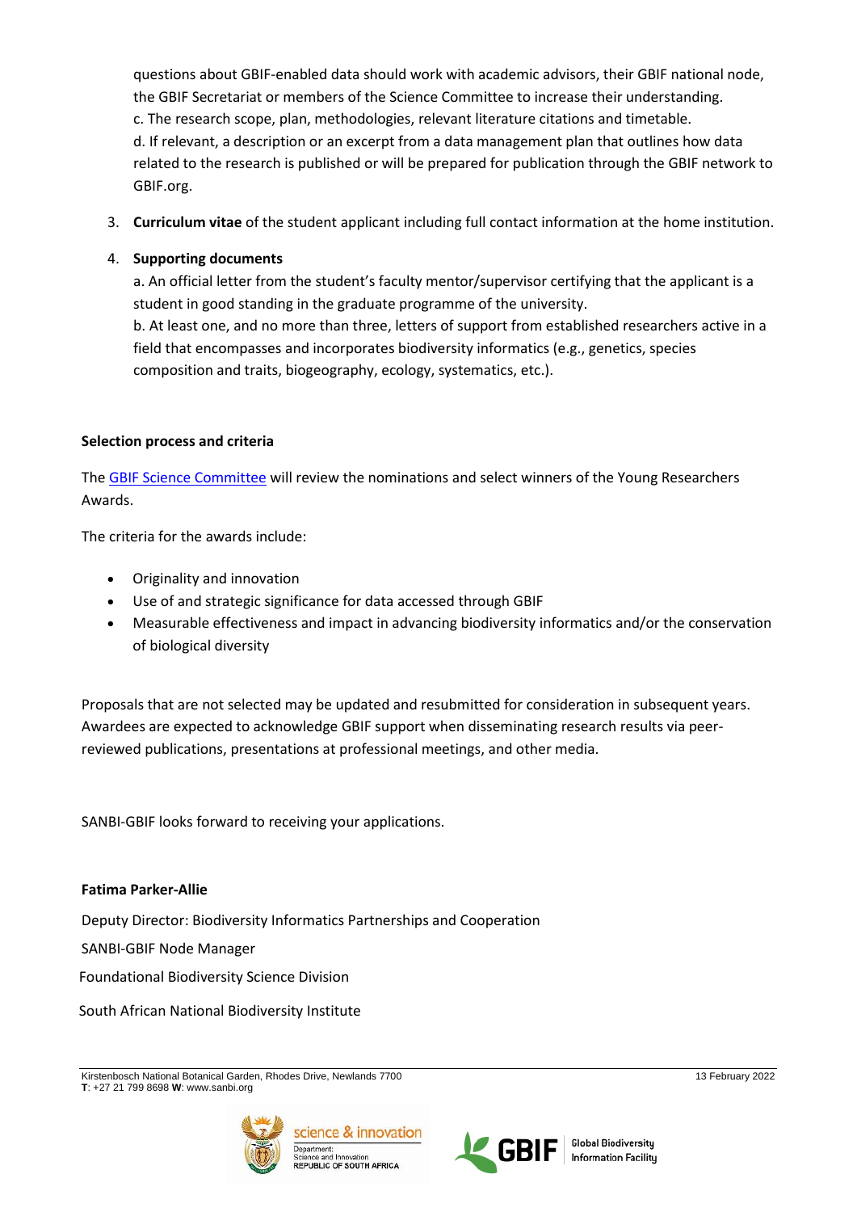questions about GBIF-enabled data should work with academic advisors, their GBIF national node, the GBIF Secretariat or members of the Science Committee to increase their understanding.
c. The research scope, plan, methodologies, relevant literature citations and timetable.
d. If relevant, a description or an excerpt from a data management plan that outlines how data related to the research is published or will be prepared for publication through the GBIF network to GBIF.org.

3. **Curriculum vitae** of the student applicant including full contact information at the home institution.

4. **Supporting documents**
   a. An official letter from the student's faculty mentor/supervisor certifying that the applicant is a student in good standing in the graduate programme of the university.
   b. At least one, and no more than three, letters of support from established researchers active in a field that encompasses and incorporates biodiversity informatics (e.g., genetics, species composition and traits, biogeography, ecology, systematics, etc.).

**Selection process and criteria**

The GBIF Science Committee will review the nominations and select winners of the Young Researchers Awards.

The criteria for the awards include:

- Originality and innovation
- Use of and strategic significance for data accessed through GBIF
- Measurable effectiveness and impact in advancing biodiversity informatics and/or the conservation of biological diversity

Proposals that are not selected may be updated and resubmitted for consideration in subsequent years. Awardees are expected to acknowledge GBIF support when disseminating research results via peer-reviewed publications, presentations at professional meetings, and other media.

SANBI-GBIF looks forward to receiving your applications.

**Fatima Parker-Allie**

Deputy Director: Biodiversity Informatics Partnerships and Cooperation

SANBI-GBIF Node Manager

Foundational Biodiversity Science Division

South African National Biodiversity Institute

Kirstenbosch National Botanical Garden, Rhodes Drive, Newlands 7700
**T**: +27 21 799 8698 **W**: www.sanbi.org

13 February 2022